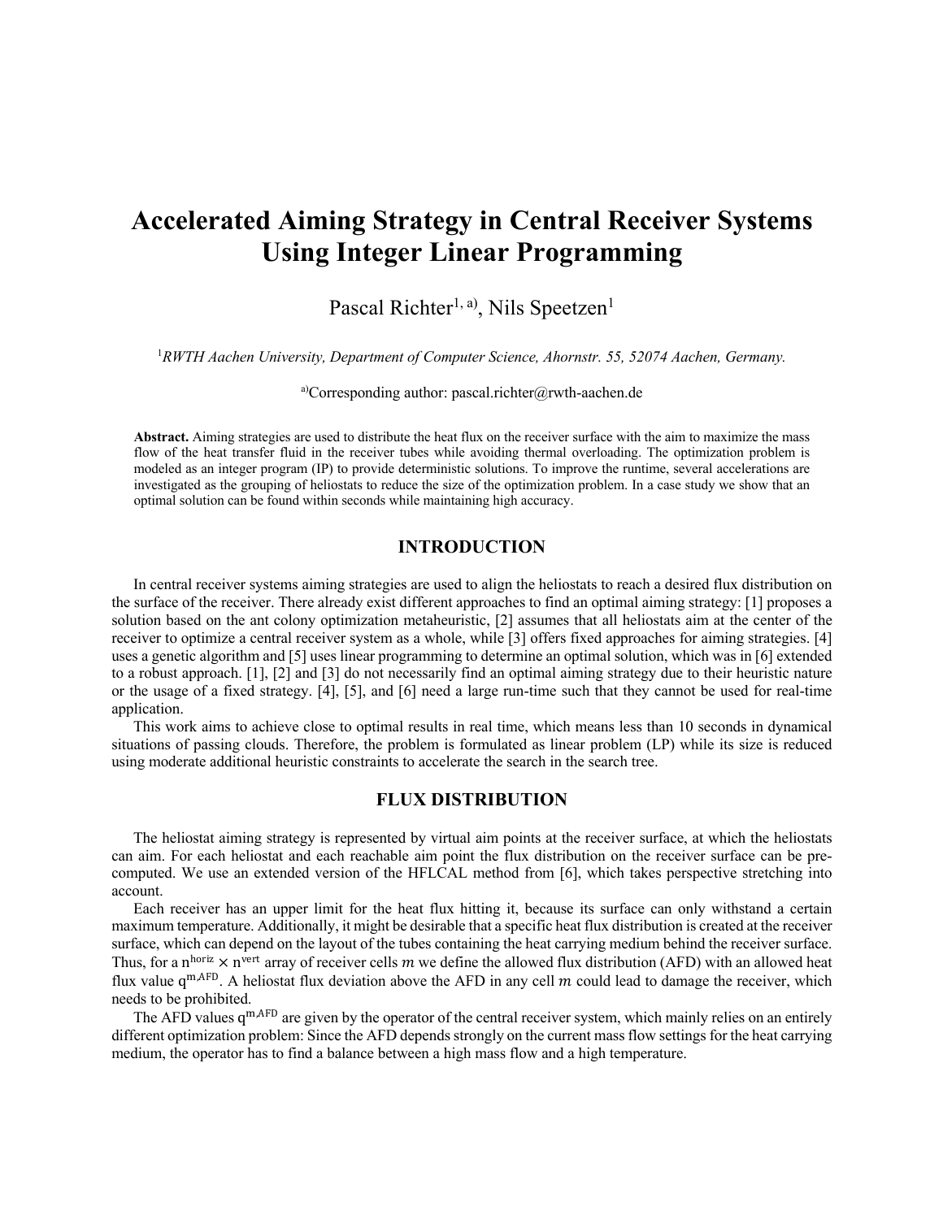# Accelerated Aiming Strategy in Central Receiver Systems Using Integer Linear Programming

Pascal Richter[1, a)], Nils Speetzen[1]

[1]*RWTH Aachen University, Department of Computer Science, Ahornstr. 55, 52074 Aachen, Germany.*

[a)]Corresponding author: pascal.richter@rwth-aachen.de

**Abstract.** Aiming strategies are used to distribute the heat flux on the receiver surface with the aim to maximize the mass flow of the heat transfer fluid in the receiver tubes while avoiding thermal overloading. The optimization problem is modeled as an integer program (IP) to provide deterministic solutions. To improve the runtime, several accelerations are investigated as the grouping of heliostats to reduce the size of the optimization problem. In a case study we show that an optimal solution can be found within seconds while maintaining high accuracy.

## INTRODUCTION

In central receiver systems aiming strategies are used to align the heliostats to reach a desired flux distribution on the surface of the receiver. There already exist different approaches to find an optimal aiming strategy: [1] proposes a solution based on the ant colony optimization metaheuristic, [2] assumes that all heliostats aim at the center of the receiver to optimize a central receiver system as a whole, while [3] offers fixed approaches for aiming strategies. [4] uses a genetic algorithm and [5] uses linear programming to determine an optimal solution, which was in [6] extended to a robust approach. [1], [2] and [3] do not necessarily find an optimal aiming strategy due to their heuristic nature or the usage of a fixed strategy. [4], [5], and [6] need a large run-time such that they cannot be used for real-time application.

This work aims to achieve close to optimal results in real time, which means less than 10 seconds in dynamical situations of passing clouds. Therefore, the problem is formulated as linear problem (LP) while its size is reduced using moderate additional heuristic constraints to accelerate the search in the search tree.

## FLUX DISTRIBUTION

The heliostat aiming strategy is represented by virtual aim points at the receiver surface, at which the heliostats can aim. For each heliostat and each reachable aim point the flux distribution on the receiver surface can be pre-computed. We use an extended version of the HFLCAL method from [6], which takes perspective stretching into account.

Each receiver has an upper limit for the heat flux hitting it, because its surface can only withstand a certain maximum temperature. Additionally, it might be desirable that a specific heat flux distribution is created at the receiver surface, which can depend on the layout of the tubes containing the heat carrying medium behind the receiver surface. Thus, for a $n^{\text{horiz}} \times n^{\text{vert}}$ array of receiver cells $m$ we define the allowed flux distribution (AFD) with an allowed heat flux value $q^{m,\text{AFD}}$. A heliostat flux deviation above the AFD in any cell $m$ could lead to damage the receiver, which needs to be prohibited.

The AFD values $q^{m,\text{AFD}}$ are given by the operator of the central receiver system, which mainly relies on an entirely different optimization problem: Since the AFD depends strongly on the current mass flow settings for the heat carrying medium, the operator has to find a balance between a high mass flow and a high temperature.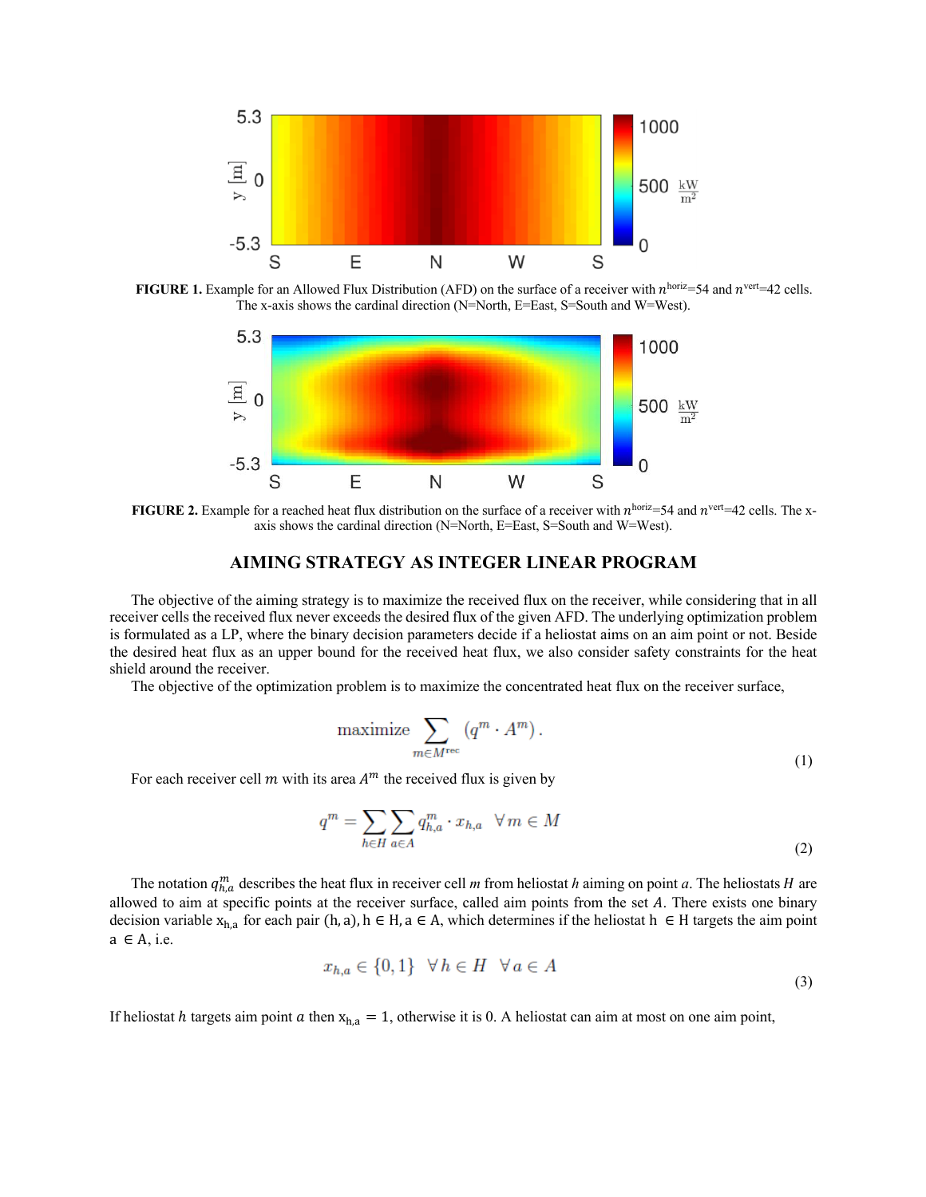**FIGURE 1.** Example for an Allowed Flux Distribution (AFD) on the surface of a receiver with $n^{\text{horiz}}$=54 and $n^{\text{vert}}$=42 cells. The x-axis shows the cardinal direction (N=North, E=East, S=South and W=West).

**FIGURE 2.** Example for a reached heat flux distribution on the surface of a receiver with $n^{\text{horiz}}$=54 and $n^{\text{vert}}$=42 cells. The x-axis shows the cardinal direction (N=North, E=East, S=South and W=West).

## AIMING STRATEGY AS INTEGER LINEAR PROGRAM

The objective of the aiming strategy is to maximize the received flux on the receiver, while considering that in all receiver cells the received flux never exceeds the desired flux of the given AFD. The underlying optimization problem is formulated as a LP, where the binary decision parameters decide if a heliostat aims on an aim point or not. Beside the desired heat flux as an upper bound for the received heat flux, we also consider safety constraints for the heat shield around the receiver.

The objective of the optimization problem is to maximize the concentrated heat flux on the receiver surface,

$$\text{maximize} \sum_{m \in M^{\text{rec}}} (q^m \cdot A^m) \,. \tag{1}$$

For each receiver cell $m$ with its area $A^m$ the received flux is given by

$$q^m = \sum_{h \in H} \sum_{a \in A} q_{h,a}^m \cdot x_{h,a} \quad \forall m \in M \tag{2}$$

The notation $q_{h,a}^m$ describes the heat flux in receiver cell $m$ from heliostat $h$ aiming on point $a$. The heliostats $H$ are allowed to aim at specific points at the receiver surface, called aim points from the set $A$. There exists one binary decision variable $x_{h,a}$ for each pair $(h, a), h \in H, a \in A$, which determines if the heliostat $h \in H$ targets the aim point $a \in A$, i.e.

$$x_{h,a} \in \{0, 1\} \quad \forall h \in H \quad \forall a \in A \tag{3}$$

If heliostat $h$ targets aim point $a$ then $x_{h,a} = 1$, otherwise it is 0. A heliostat can aim at most on one aim point,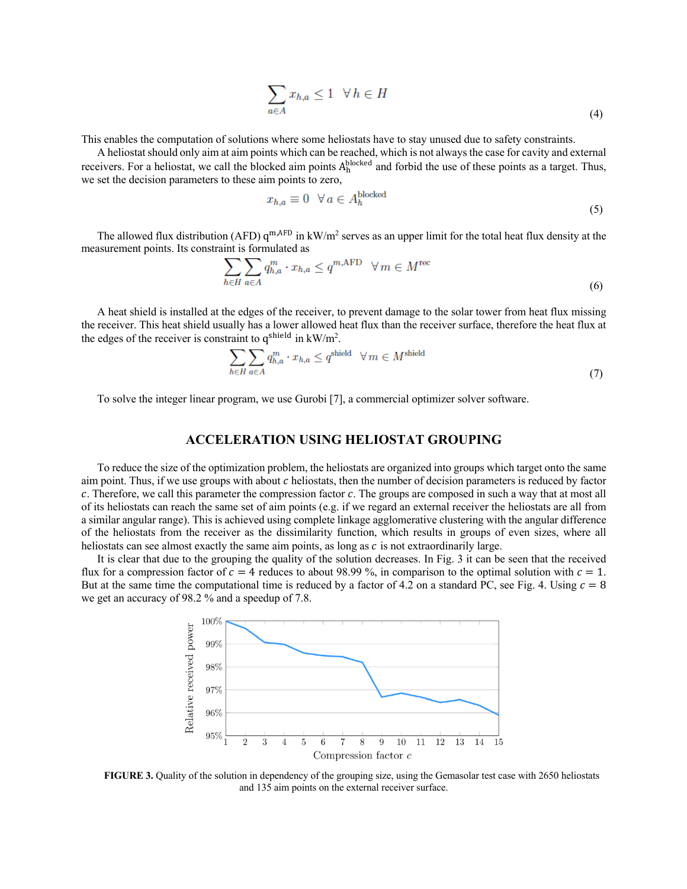$$\sum_{a \in A} x_{h,a} \leq 1 \quad \forall h \in H \tag{4}$$

This enables the computation of solutions where some heliostats have to stay unused due to safety constraints.

A heliostat should only aim at aim points which can be reached, which is not always the case for cavity and external receivers. For a heliostat, we call the blocked aim points $A_h^{\text{blocked}}$ and forbid the use of these points as a target. Thus, we set the decision parameters to these aim points to zero,

$$x_{h,a} \equiv 0 \quad \forall a \in A_h^{\text{blocked}} \tag{5}$$

The allowed flux distribution (AFD) $q^{m,\text{AFD}}$ in kW/m$^2$ serves as an upper limit for the total heat flux density at the measurement points. Its constraint is formulated as

$$\sum_{h \in H} \sum_{a \in A} q_{h,a}^{m} \cdot x_{h,a} \leq q^{m,\text{AFD}} \quad \forall m \in M^{\text{rec}} \tag{6}$$

A heat shield is installed at the edges of the receiver, to prevent damage to the solar tower from heat flux missing the receiver. This heat shield usually has a lower allowed heat flux than the receiver surface, therefore the heat flux at the edges of the receiver is constraint to $q^{\text{shield}}$ in kW/m$^2$.

$$\sum_{h \in H} \sum_{a \in A} q_{h,a}^{m} \cdot x_{h,a} \leq q^{\text{shield}} \quad \forall m \in M^{\text{shield}} \tag{7}$$

To solve the integer linear program, we use Gurobi [7], a commercial optimizer solver software.

## ACCELERATION USING HELIOSTAT GROUPING

To reduce the size of the optimization problem, the heliostats are organized into groups which target onto the same aim point. Thus, if we use groups with about $c$ heliostats, then the number of decision parameters is reduced by factor $c$. Therefore, we call this parameter the compression factor $c$. The groups are composed in such a way that at most all of its heliostats can reach the same set of aim points (e.g. if we regard an external receiver the heliostats are all from a similar angular range). This is achieved using complete linkage agglomerative clustering with the angular difference of the heliostats from the receiver as the dissimilarity function, which results in groups of even sizes, where all heliostats can see almost exactly the same aim points, as long as $c$ is not extraordinarily large.

It is clear that due to the grouping the quality of the solution decreases. In Fig. 3 it can be seen that the received flux for a compression factor of $c = 4$ reduces to about 98.99 %, in comparison to the optimal solution with $c = 1$. But at the same time the computational time is reduced by a factor of 4.2 on a standard PC, see Fig. 4. Using $c = 8$ we get an accuracy of 98.2 % and a speedup of 7.8.

**FIGURE 3.** Quality of the solution in dependency of the grouping size, using the Gemasolar test case with 2650 heliostats and 135 aim points on the external receiver surface.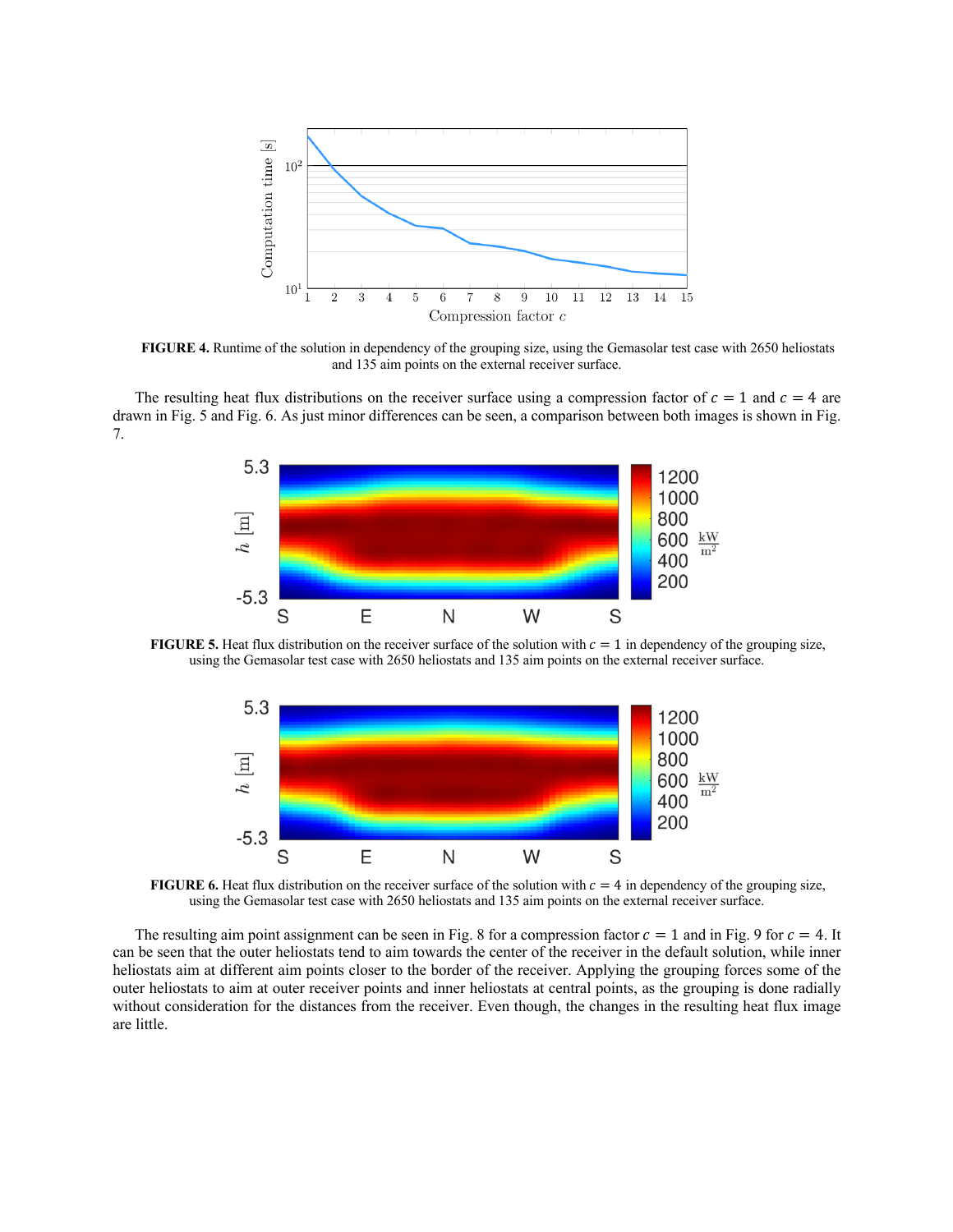**FIGURE 4.** Runtime of the solution in dependency of the grouping size, using the Gemasolar test case with 2650 heliostats and 135 aim points on the external receiver surface.

The resulting heat flux distributions on the receiver surface using a compression factor of $c = 1$ and $c = 4$ are drawn in Fig. 5 and Fig. 6. As just minor differences can be seen, a comparison between both images is shown in Fig. 7.

**FIGURE 5.** Heat flux distribution on the receiver surface of the solution with $c = 1$ in dependency of the grouping size, using the Gemasolar test case with 2650 heliostats and 135 aim points on the external receiver surface.

**FIGURE 6.** Heat flux distribution on the receiver surface of the solution with $c = 4$ in dependency of the grouping size, using the Gemasolar test case with 2650 heliostats and 135 aim points on the external receiver surface.

The resulting aim point assignment can be seen in Fig. 8 for a compression factor $c = 1$ and in Fig. 9 for $c = 4$. It can be seen that the outer heliostats tend to aim towards the center of the receiver in the default solution, while inner heliostats aim at different aim points closer to the border of the receiver. Applying the grouping forces some of the outer heliostats to aim at outer receiver points and inner heliostats at central points, as the grouping is done radially without consideration for the distances from the receiver. Even though, the changes in the resulting heat flux image are little.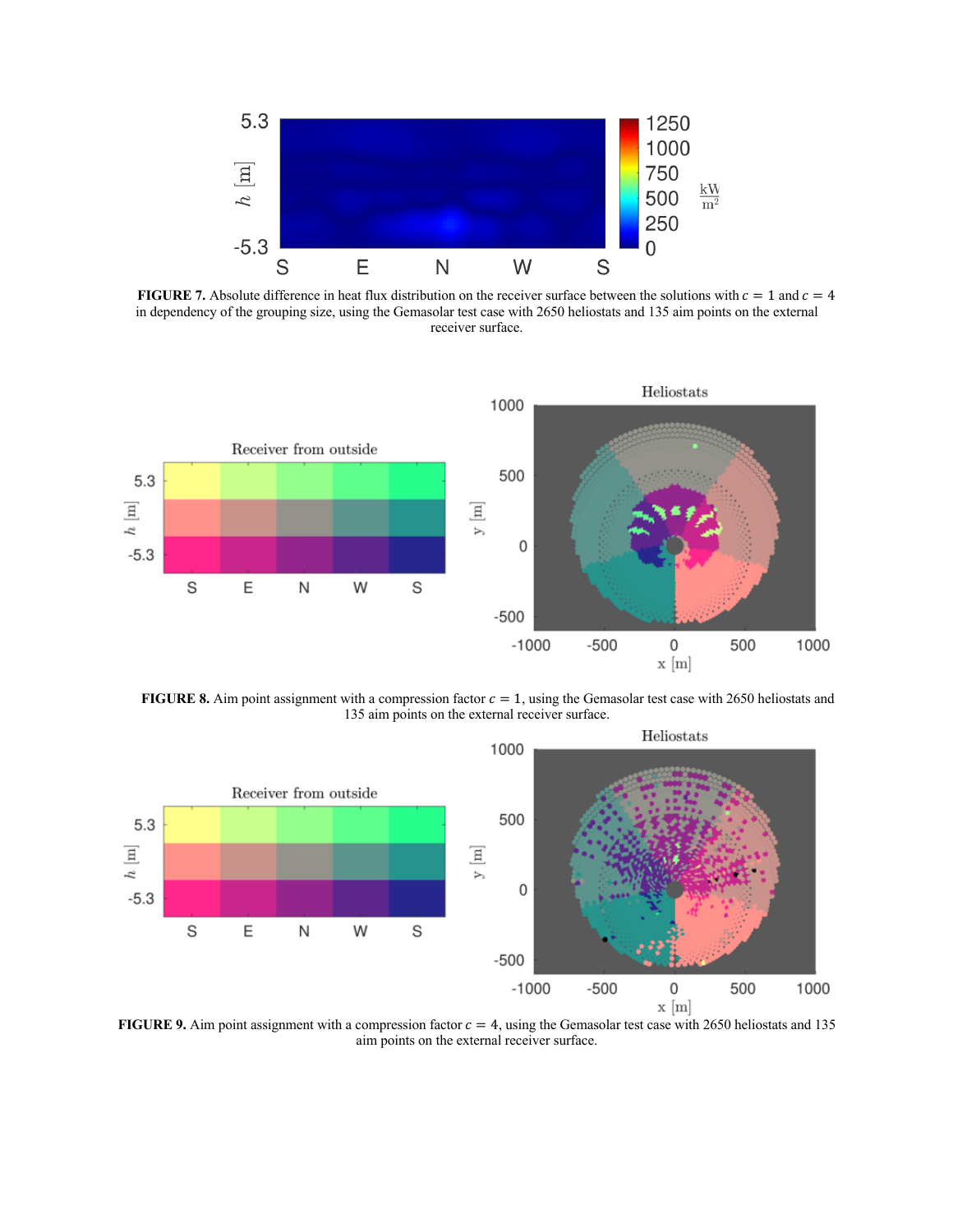**FIGURE 7.** Absolute difference in heat flux distribution on the receiver surface between the solutions with $c = 1$ and $c = 4$ in dependency of the grouping size, using the Gemasolar test case with 2650 heliostats and 135 aim points on the external receiver surface.

**FIGURE 8.** Aim point assignment with a compression factor $c = 1$, using the Gemasolar test case with 2650 heliostats and 135 aim points on the external receiver surface.

**FIGURE 9.** Aim point assignment with a compression factor $c = 4$, using the Gemasolar test case with 2650 heliostats and 135 aim points on the external receiver surface.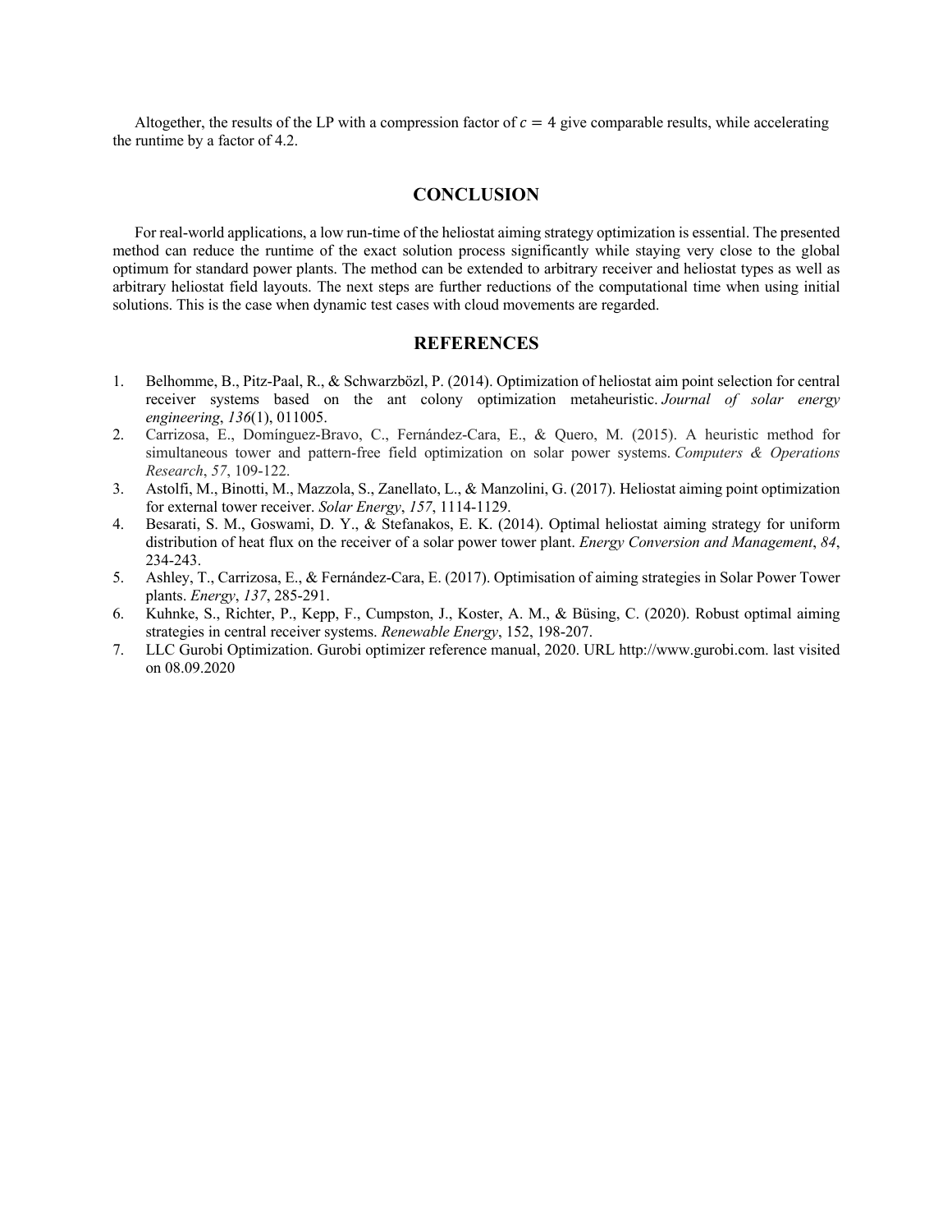Altogether, the results of the LP with a compression factor of $c = 4$ give comparable results, while accelerating the runtime by a factor of 4.2.

## CONCLUSION

For real-world applications, a low run-time of the heliostat aiming strategy optimization is essential. The presented method can reduce the runtime of the exact solution process significantly while staying very close to the global optimum for standard power plants. The method can be extended to arbitrary receiver and heliostat types as well as arbitrary heliostat field layouts. The next steps are further reductions of the computational time when using initial solutions. This is the case when dynamic test cases with cloud movements are regarded.

## REFERENCES

1. Belhomme, B., Pitz-Paal, R., & Schwarzbözl, P. (2014). Optimization of heliostat aim point selection for central receiver systems based on the ant colony optimization metaheuristic. *Journal of solar energy engineering*, *136*(1), 011005.
2. Carrizosa, E., Domínguez-Bravo, C., Fernández-Cara, E., & Quero, M. (2015). A heuristic method for simultaneous tower and pattern-free field optimization on solar power systems. *Computers & Operations Research*, *57*, 109-122.
3. Astolfi, M., Binotti, M., Mazzola, S., Zanellato, L., & Manzolini, G. (2017). Heliostat aiming point optimization for external tower receiver. *Solar Energy*, *157*, 1114-1129.
4. Besarati, S. M., Goswami, D. Y., & Stefanakos, E. K. (2014). Optimal heliostat aiming strategy for uniform distribution of heat flux on the receiver of a solar power tower plant. *Energy Conversion and Management*, *84*, 234-243.
5. Ashley, T., Carrizosa, E., & Fernández-Cara, E. (2017). Optimisation of aiming strategies in Solar Power Tower plants. *Energy*, *137*, 285-291.
6. Kuhnke, S., Richter, P., Kepp, F., Cumpston, J., Koster, A. M., & Büsing, C. (2020). Robust optimal aiming strategies in central receiver systems. *Renewable Energy*, 152, 198-207.
7. LLC Gurobi Optimization. Gurobi optimizer reference manual, 2020. URL http://www.gurobi.com. last visited on 08.09.2020